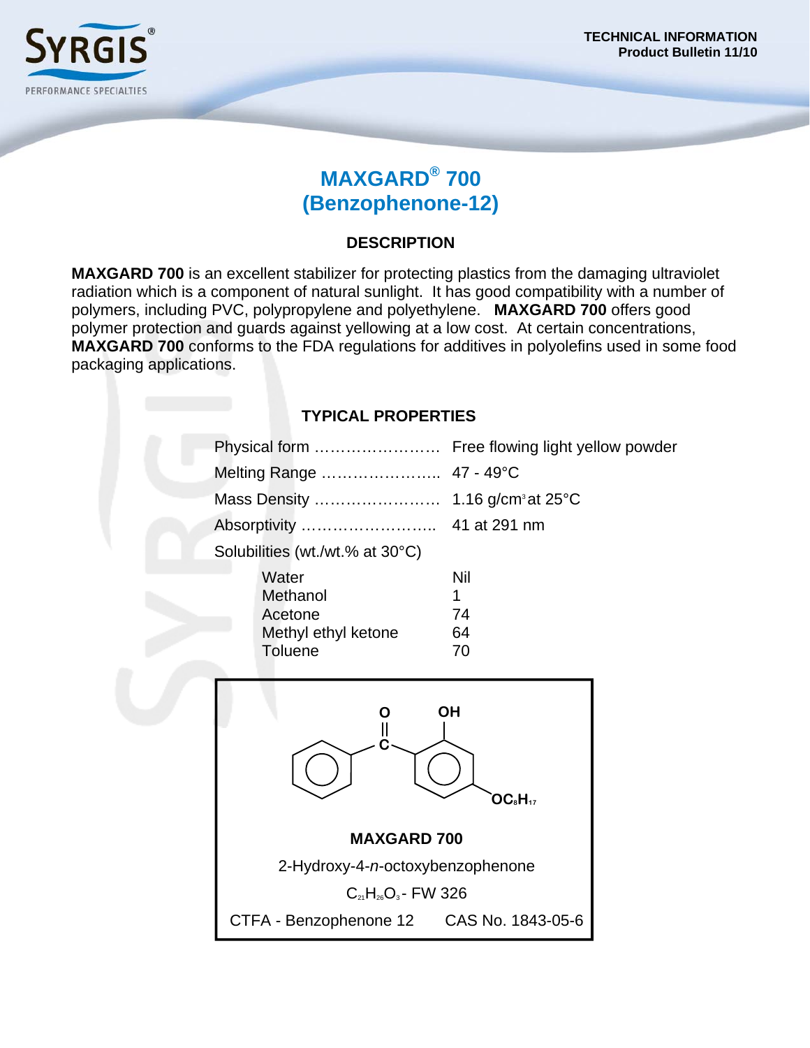TECHNICAL INFORMATION
Product Bulletin 11/10

# MAXGARD® 700
# (Benzophenone-12)

## DESCRIPTION

**MAXGARD 700** is an excellent stabilizer for protecting plastics from the damaging ultraviolet radiation which is a component of natural sunlight. It has good compatibility with a number of polymers, including PVC, polypropylene and polyethylene. **MAXGARD 700** offers good polymer protection and guards against yellowing at a low cost. At certain concentrations, **MAXGARD 700** conforms to the FDA regulations for additives in polyolefins used in some food packaging applications.

## TYPICAL PROPERTIES

| Property | Value |
|---|---|
| Physical form | Free flowing light yellow powder |
| Melting Range | 47 - 49°C |
| Mass Density | 1.16 g/cm$^3$ at 25°C |
| Absorptivity | 41 at 291 nm |

Solubilities (wt./wt.% at 30°C)

| Solvent | Solubility |
|---|---|
| Water | Nil |
| Methanol | 1 |
| Acetone | 74 |
| Methyl ethyl ketone | 64 |
| Toluene | 70 |

**MAXGARD 700**

2-Hydroxy-4-*n*-octoxybenzophenone

$C_{21}H_{26}O_3$ - FW 326

CTFA - Benzophenone 12    CAS No. 1843-05-6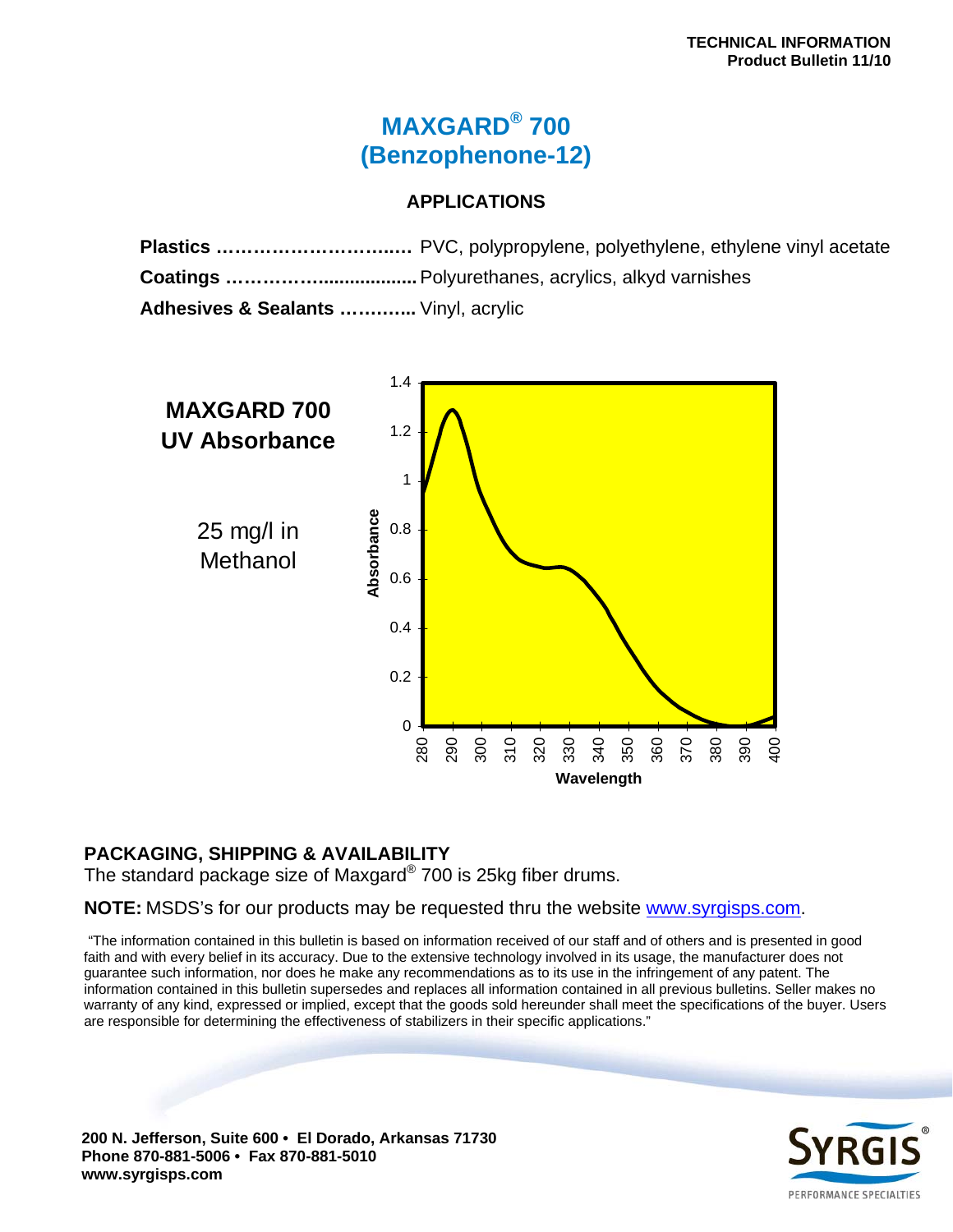# MAXGARD® 700
# (Benzophenone-12)

## APPLICATIONS

**Plastics ………………………..….** PVC, polypropylene, polyethylene, ethylene vinyl acetate

**Coatings ……………..................** Polyurethanes, acrylics, alkyd varnishes

**Adhesives & Sealants …….…...** Vinyl, acrylic

**MAXGARD 700**
**UV Absorbance**

25 mg/l in
Methanol

Absorbance

1.4
1.2
1
0.8
0.6
0.4
0.2
0

280 290 300 310 320 330 340 350 360 370 380 390 400

Wavelength

## PACKAGING, SHIPPING & AVAILABILITY

The standard package size of Maxgard® 700 is 25kg fiber drums.

**NOTE:** MSDS's for our products may be requested thru the website www.syrgisps.com.

"The information contained in this bulletin is based on information received of our staff and of others and is presented in good faith and with every belief in its accuracy. Due to the extensive technology involved in its usage, the manufacturer does not guarantee such information, nor does he make any recommendations as to its use in the infringement of any patent. The information contained in this bulletin supersedes and replaces all information contained in all previous bulletins. Seller makes no warranty of any kind, expressed or implied, except that the goods sold hereunder shall meet the specifications of the buyer. Users are responsible for determining the effectiveness of stabilizers in their specific applications."

**200 N. Jefferson, Suite 600 • El Dorado, Arkansas 71730**
**Phone 870-881-5006 • Fax 870-881-5010**
**www.syrgisps.com**

SYRGIS®
PERFORMANCE SPECIALTIES